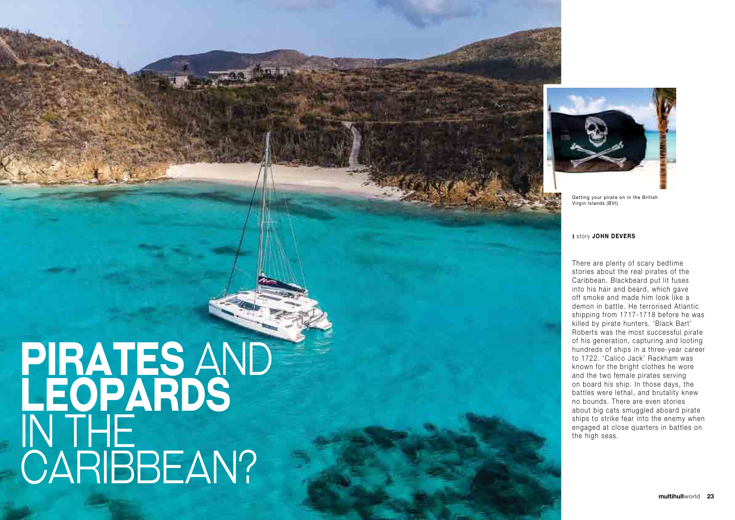# PIRATES AND LEOPARDS IN THE CARIBBEAN?

Getting your pirate on in the British Virgin Islands (BVI).

story **JOHN DEVERS**

There are plenty of scary bedtime stories about the real pirates of the Caribbean. Blackbeard put lit fuses into his hair and beard, which gave off smoke and made him look like a demon in battle. He terrorised Atlantic shipping from 1717-1718 before he was killed by pirate hunters. 'Black Bart' Roberts was the most successful pirate of his generation, capturing and looting hundreds of ships in a three-year career to 1722. 'Calico Jack' Rackham was known for the bright clothes he wore and the two female pirates serving on board his ship. In those days, the battles were lethal, and brutality knew no bounds. There are even stories about big cats smuggled aboard pirate ships to strike fear into the enemy when engaged at close quarters in battles on the high seas.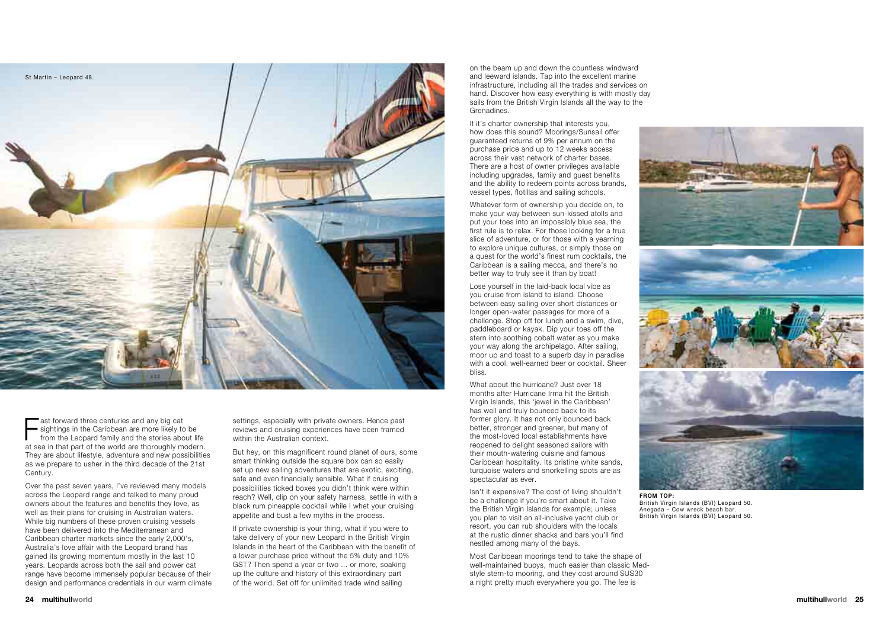St Martin – Leopard 48.

Fast forward three centuries and any big cat sightings in the Caribbean are more likely to be from the Leopard family and the stories about life at sea in that part of the world are thoroughly modern. They are about lifestyle, adventure and new possibilities as we prepare to usher in the third decade of the 21st Century.

Over the past seven years, I've reviewed many models across the Leopard range and talked to many proud owners about the features and benefits they love, as well as their plans for cruising in Australian waters. While big numbers of these proven cruising vessels have been delivered into the Mediterranean and Caribbean charter markets since the early 2,000's, Australia's love affair with the Leopard brand has gained its growing momentum mostly in the last 10 years. Leopards across both the sail and power cat range have become immensely popular because of their design and performance credentials in our warm climate settings, especially with private owners. Hence past reviews and cruising experiences have been framed within the Australian context.

But hey, on this magnificent round planet of ours, some smart thinking outside the square box can so easily set up new sailing adventures that are exotic, exciting, safe and even financially sensible. What if cruising possibilities ticked boxes you didn't think were within reach? Well, clip on your safety harness, settle in with a black rum pineapple cocktail while I whet your cruising appetite and bust a few myths in the process.

If private ownership is your thing, what if you were to take delivery of your new Leopard in the British Virgin Islands in the heart of the Caribbean with the benefit of a lower purchase price without the 5% duty and 10% GST? Then spend a year or two ... or more, soaking up the culture and history of this extraordinary part of the world. Set off for unlimited trade wind sailing on the beam up and down the countless windward and leeward islands. Tap into the excellent marine infrastructure, including all the trades and services on hand. Discover how easy everything is with mostly day sails from the British Virgin Islands all the way to the Grenadines.

If it's charter ownership that interests you, how does this sound? Moorings/Sunsail offer guaranteed returns of 9% per annum on the purchase price and up to 12 weeks access across their vast network of charter bases. There are a host of owner privileges available including upgrades, family and guest benefits and the ability to redeem points across brands, vessel types, flotillas and sailing schools.

Whatever form of ownership you decide on, to make your way between sun-kissed atolls and put your toes into an impossibly blue sea, the first rule is to relax. For those looking for a true slice of adventure, or for those with a yearning to explore unique cultures, or simply those on a quest for the world's finest rum cocktails, the Caribbean is a sailing mecca, and there's no better way to truly see it than by boat!

Lose yourself in the laid-back local vibe as you cruise from island to island. Choose between easy sailing over short distances or longer open-water passages for more of a challenge. Stop off for lunch and a swim, dive, paddleboard or kayak. Dip your toes off the stern into soothing cobalt water as you make your way along the archipelago. After sailing, moor up and toast to a superb day in paradise with a cool, well-earned beer or cocktail. Sheer bliss.

What about the hurricane? Just over 18 months after Hurricane Irma hit the British Virgin Islands, this 'jewel in the Caribbean' has well and truly bounced back to its former glory. It has not only bounced back better, stronger and greener, but many of the most-loved local establishments have reopened to delight seasoned sailors with their mouth-watering cuisine and famous Caribbean hospitality. Its pristine white sands, turquoise waters and snorkelling spots are as spectacular as ever.

Isn't it expensive? The cost of living shouldn't be a challenge if you're smart about it. Take the British Virgin Islands for example; unless you plan to visit an all-inclusive yacht club or resort, you can rub shoulders with the locals at the rustic dinner shacks and bars you'll find nestled among many of the bays.

Most Caribbean moorings tend to take the shape of well-maintained buoys, much easier than classic Med-style stern-to mooring, and they cost around $US30 a night pretty much everywhere you go. The fee is

**FROM TOP:**
British Virgin Islands (BVI) Leopard 50.
Anegada – Cow wreck beach bar.
British Virgin Islands (BVI) Leopard 50.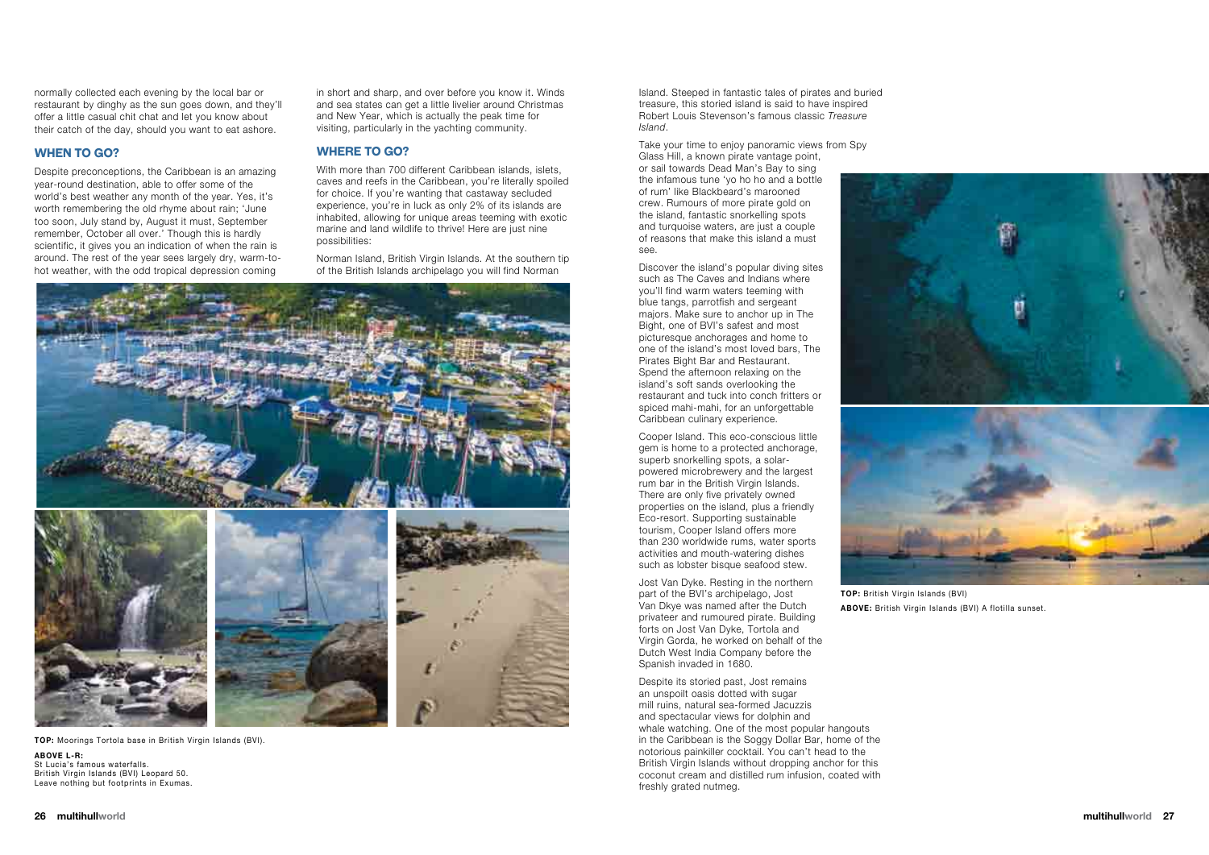normally collected each evening by the local bar or restaurant by dinghy as the sun goes down, and they'll offer a little casual chit chat and let you know about their catch of the day, should you want to eat ashore.

## WHEN TO GO?

Despite preconceptions, the Caribbean is an amazing year-round destination, able to offer some of the world's best weather any month of the year. Yes, it's worth remembering the old rhyme about rain; 'June too soon, July stand by, August it must, September remember, October all over.' Though this is hardly scientific, it gives you an indication of when the rain is around. The rest of the year sees largely dry, warm-to-hot weather, with the odd tropical depression coming in short and sharp, and over before you know it. Winds and sea states can get a little livelier around Christmas and New Year, which is actually the peak time for visiting, particularly in the yachting community.

## WHERE TO GO?

With more than 700 different Caribbean islands, islets, caves and reefs in the Caribbean, you're literally spoiled for choice. If you're wanting that castaway secluded experience, you're in luck as only 2% of its islands are inhabited, allowing for unique areas teeming with exotic marine and land wildlife to thrive! Here are just nine possibilities:

Norman Island, British Virgin Islands. At the southern tip of the British Islands archipelago you will find Norman Island. Steeped in fantastic tales of pirates and buried treasure, this storied island is said to have inspired Robert Louis Stevenson's famous classic *Treasure Island*.

Take your time to enjoy panoramic views from Spy Glass Hill, a known pirate vantage point, or sail towards Dead Man's Bay to sing the infamous tune 'yo ho ho and a bottle of rum' like Blackbeard's marooned crew. Rumours of more pirate gold on the island, fantastic snorkelling spots and turquoise waters, are just a couple of reasons that make this island a must see.

Discover the island's popular diving sites such as The Caves and Indians where you'll find warm waters teeming with blue tangs, parrotfish and sergeant majors. Make sure to anchor up in The Bight, one of BVI's safest and most picturesque anchorages and home to one of the island's most loved bars, The Pirates Bight Bar and Restaurant. Spend the afternoon relaxing on the island's soft sands overlooking the restaurant and tuck into conch fritters or spiced mahi-mahi, for an unforgettable Caribbean culinary experience.

Cooper Island. This eco-conscious little gem is home to a protected anchorage, superb snorkelling spots, a solar-powered microbrewery and the largest rum bar in the British Virgin Islands. There are only five privately owned properties on the island, plus a friendly Eco-resort. Supporting sustainable tourism, Cooper Island offers more than 230 worldwide rums, water sports activities and mouth-watering dishes such as lobster bisque seafood stew.

Jost Van Dyke. Resting in the northern part of the BVI's archipelago, Jost Van Dkye was named after the Dutch privateer and rumoured pirate. Building forts on Jost Van Dyke, Tortola and Virgin Gorda, he worked on behalf of the Dutch West India Company before the Spanish invaded in 1680.

Despite its storied past, Jost remains an unspoilt oasis dotted with sugar mill ruins, natural sea-formed Jacuzzis and spectacular views for dolphin and whale watching. One of the most popular hangouts in the Caribbean is the Soggy Dollar Bar, home of the notorious painkiller cocktail. You can't head to the British Virgin Islands without dropping anchor for this coconut cream and distilled rum infusion, coated with freshly grated nutmeg.

**TOP:** Moorings Tortola base in British Virgin Islands (BVI).

**ABOVE L-R:**
St Lucia's famous waterfalls.
British Virgin Islands (BVI) Leopard 50.
Leave nothing but footprints in Exumas.

**TOP:** British Virgin Islands (BVI)

**ABOVE:** British Virgin Islands (BVI) A flotilla sunset.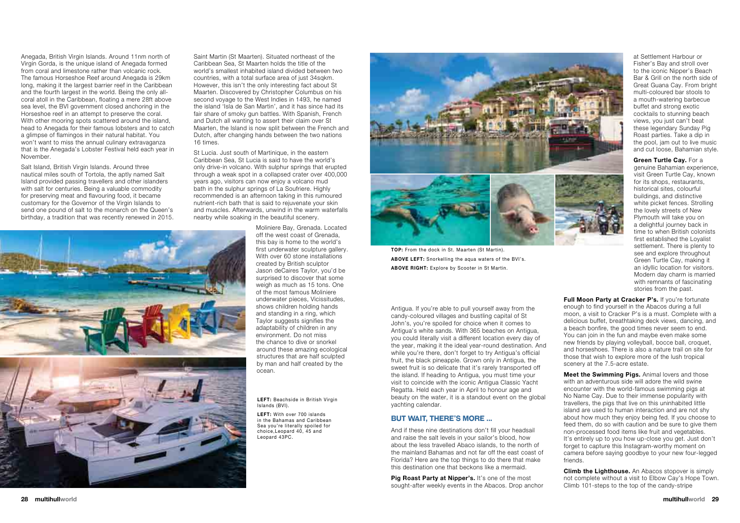Anegada, British Virgin Islands. Around 11nm north of Virgin Gorda, is the unique island of Anegada formed from coral and limestone rather than volcanic rock. The famous Horseshoe Reef around Anegada is 29km long, making it the largest barrier reef in the Caribbean and the fourth largest in the world. Being the only all-coral atoll in the Caribbean, floating a mere 28ft above sea level, the BVI government closed anchoring in the Horseshoe reef in an attempt to preserve the coral. With other mooring spots scattered around the island, head to Anegada for their famous lobsters and to catch a glimpse of flamingos in their natural habitat. You won't want to miss the annual culinary extravaganza that is the Anegada's Lobster Festival held each year in November.

Salt Island, British Virgin Islands. Around three nautical miles south of Tortola, the aptly named Salt Island provided passing travellers and other islanders with salt for centuries. Being a valuable commodity for preserving meat and flavouring food, it became customary for the Governor of the Virgin Islands to send one pound of salt to the monarch on the Queen's birthday, a tradition that was recently renewed in 2015.

Saint Martin (St Maarten). Situated northeast of the Caribbean Sea, St Maarten holds the title of the world's smallest inhabited island divided between two countries, with a total surface area of just 34sqkm. However, this isn't the only interesting fact about St Maarten. Discovered by Christopher Columbus on his second voyage to the West Indies in 1493, he named the island 'Isla de San Martin', and it has since had its fair share of smoky gun battles. With Spanish, French and Dutch all wanting to assert their claim over St Maarten, the Island is now split between the French and Dutch, after changing hands between the two nations 16 times.

St Lucia. Just south of Martinique, in the eastern Caribbean Sea, St Lucia is said to have the world's only drive-in volcano. With sulphur springs that erupted through a weak spot in a collapsed crater over 400,000 years ago, visitors can now enjoy a volcano mud bath in the sulphur springs of La Soufriere. Highly recommended is an afternoon taking in this rumoured nutrient-rich bath that is said to rejuvenate your skin and muscles. Afterwards, unwind in the warm waterfalls nearby while soaking in the beautiful scenery.

Moliniere Bay, Grenada. Located off the west coast of Grenada, this bay is home to the world's first underwater sculpture gallery. With over 60 stone installations created by British sculptor Jason deCaires Taylor, you'd be surprised to discover that some weigh as much as 15 tons. One of the most famous Moliniere underwater pieces, Vicissitudes, shows children holding hands and standing in a ring, which Taylor suggests signifies the adaptability of children in any environment. Do not miss the chance to dive or snorkel around these amazing ecological structures that are half sculpted by man and half created by the ocean.

**LEFT:** Beachside in British Virgin Islands (BVI).

**LEFT:** With over 700 islands in the Bahamas and Caribbean Sea you're literally spoiled for choice,Leopard 40, 45 and Leopard 43PC.

**TOP:** From the dock in St. Maarten (St Martin).

**ABOVE LEFT:** Snorkelling the aqua waters of the BVI's.

**ABOVE RIGHT:** Explore by Scooter in St Martin.

Antigua. If you're able to pull yourself away from the candy-coloured villages and bustling capital of St John's, you're spoiled for choice when it comes to Antigua's white sands. With 365 beaches on Antigua, you could literally visit a different location every day of the year, making it the ideal year-round destination. And while you're there, don't forget to try Antigua's official fruit, the black pineapple. Grown only in Antigua, the sweet fruit is so delicate that it's rarely transported off the island. If heading to Antigua, you must time your visit to coincide with the iconic Antigua Classic Yacht Regatta. Held each year in April to honour age and beauty on the water, it is a standout event on the global yachting calendar.

## BUT WAIT, THERE'S MORE ...

And if these nine destinations don't fill your headsail and raise the salt levels in your sailor's blood, how about the less travelled Abaco islands, to the north of the mainland Bahamas and not far off the east coast of Florida? Here are the top things to do there that make this destination one that beckons like a mermaid.

**Pig Roast Party at Nipper's.** It's one of the most sought-after weekly events in the Abacos. Drop anchor at Settlement Harbour or Fisher's Bay and stroll over to the iconic Nipper's Beach Bar & Grill on the north side of Great Guana Cay. From bright multi-coloured bar stools to a mouth-watering barbecue buffet and strong exotic cocktails to stunning beach views, you just can't beat these legendary Sunday Pig Roast parties. Take a dip in the pool, jam out to live music and cut loose, Bahamian style.

**Green Turtle Cay.** For a genuine Bahamian experience, visit Green Turtle Cay, known for its shops, restaurants, historical sites, colourful buildings, and distinctive white picket fences. Strolling the lovely streets of New Plymouth will take you on a delightful journey back in time to when British colonists first established the Loyalist settlement. There is plenty to see and explore throughout Green Turtle Cay, making it an idyllic location for visitors. Modern day charm is married with remnants of fascinating stories from the past.

**Full Moon Party at Cracker P's.** If you're fortunate enough to find yourself in the Abacos during a full moon, a visit to Cracker P's is a must. Complete with a delicious buffet, breathtaking deck views, dancing, and a beach bonfire, the good times never seem to end. You can join in the fun and maybe even make some new friends by playing volleyball, bocce ball, croquet, and horseshoes. There is also a nature trail on site for those that wish to explore more of the lush tropical scenery at the 7.5-acre estate.

**Meet the Swimming Pigs.** Animal lovers and those with an adventurous side will adore the wild swine encounter with the world-famous swimming pigs at No Name Cay. Due to their immense popularity with travellers, the pigs that live on this uninhabited little island are used to human interaction and are not shy about how much they enjoy being fed. If you choose to feed them, do so with caution and be sure to give them non-processed food items like fruit and vegetables. It's entirely up to you how up-close you get. Just don't forget to capture this Instagram-worthy moment on camera before saying goodbye to your new four-legged friends.

**Climb the Lighthouse.** An Abacos stopover is simply not complete without a visit to Elbow Cay's Hope Town. Climb 101-steps to the top of the candy-stripe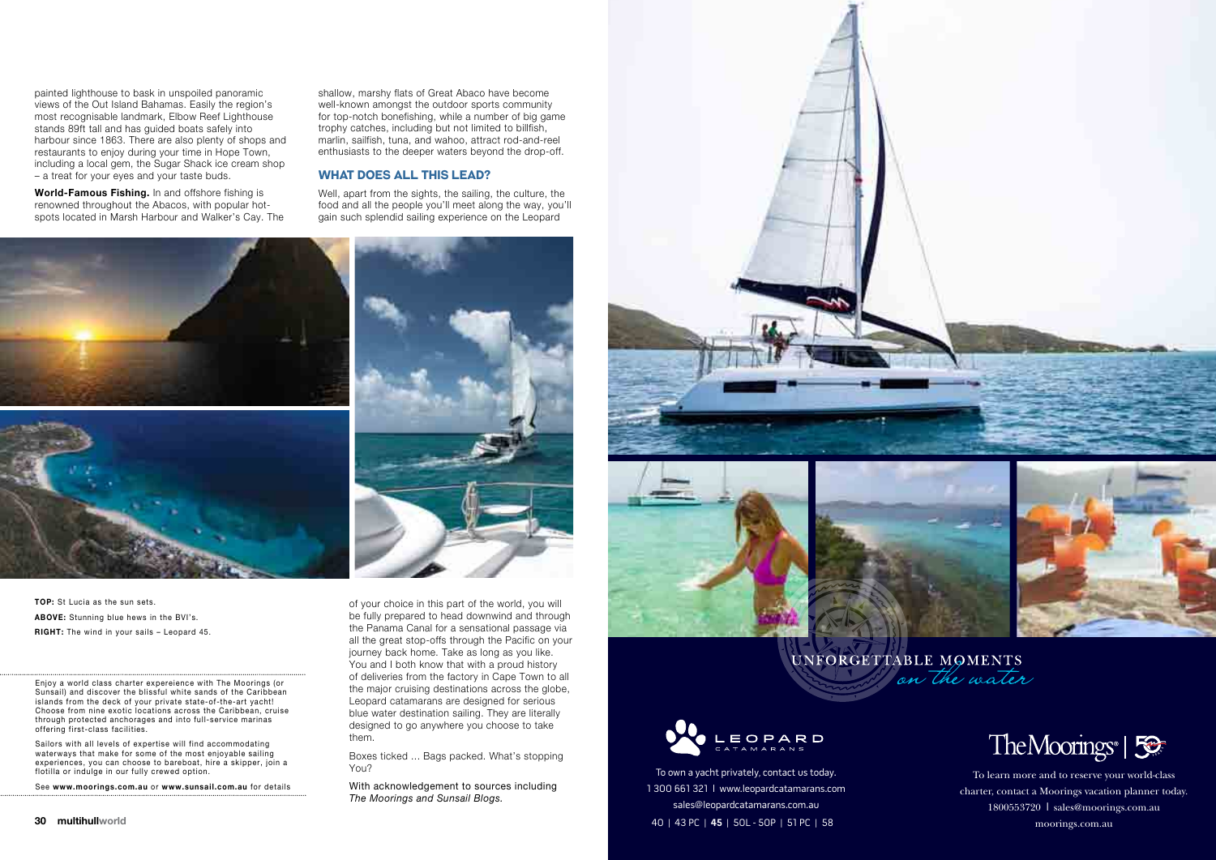painted lighthouse to bask in unspoiled panoramic views of the Out Island Bahamas. Easily the region's most recognisable landmark, Elbow Reef Lighthouse stands 89ft tall and has guided boats safely into harbour since 1863. There are also plenty of shops and restaurants to enjoy during your time in Hope Town, including a local gem, the Sugar Shack ice cream shop – a treat for your eyes and your taste buds.

**World-Famous Fishing.** In and offshore fishing is renowned throughout the Abacos, with popular hot-spots located in Marsh Harbour and Walker's Cay. The shallow, marshy flats of Great Abaco have become well-known amongst the outdoor sports community for top-notch bonefishing, while a number of big game trophy catches, including but not limited to billfish, marlin, sailfish, tuna, and wahoo, attract rod-and-reel enthusiasts to the deeper waters beyond the drop-off.

## WHAT DOES ALL THIS LEAD?

Well, apart from the sights, the sailing, the culture, the food and all the people you'll meet along the way, you'll gain such splendid sailing experience on the Leopard of your choice in this part of the world, you will be fully prepared to head downwind and through the Panama Canal for a sensational passage via all the great stop-offs through the Pacific on your journey back home. Take as long as you like. You and I both know that with a proud history of deliveries from the factory in Cape Town to all the major cruising destinations across the globe, Leopard catamarans are designed for serious blue water destination sailing. They are literally designed to go anywhere you choose to take them.

Boxes ticked ... Bags packed. What's stopping You?

With acknowledgement to sources including *The Moorings and Sunsail Blogs.*

**TOP:** St Lucia as the sun sets.

**ABOVE:** Stunning blue hews in the BVI's.

**RIGHT:** The wind in your sails – Leopard 45.

Enjoy a world class charter expereience with The Moorings (or Sunsail) and discover the blissful white sands of the Caribbean islands from the deck of your private state-of-the-art yacht! Choose from nine exotic locations across the Caribbean, cruise through protected anchorages and into full-service marinas offering first-class facilities.

Sailors with all levels of expertise will find accommodating waterways that make for some of the most enjoyable sailing experiences, you can choose to bareboat, hire a skipper, join a flotilla or indulge in our fully crewed option.

See **www.moorings.com.au** or **www.sunsail.com.au** for details

UNFORGETTABLE MOMENTS
*on the water*

LEOPARD CATAMARANS

To own a yacht privately, contact us today.
1 300 661 321 | www.leopardcatamarans.com
sales@leopardcatamarans.com.au
40 | 43 PC | **45** | 50L - 50P | 51 PC | 58

The Moorings | 50

To learn more and to reserve your world-class charter, contact a Moorings vacation planner today.
1800553720 | sales@moorings.com.au
moorings.com.au